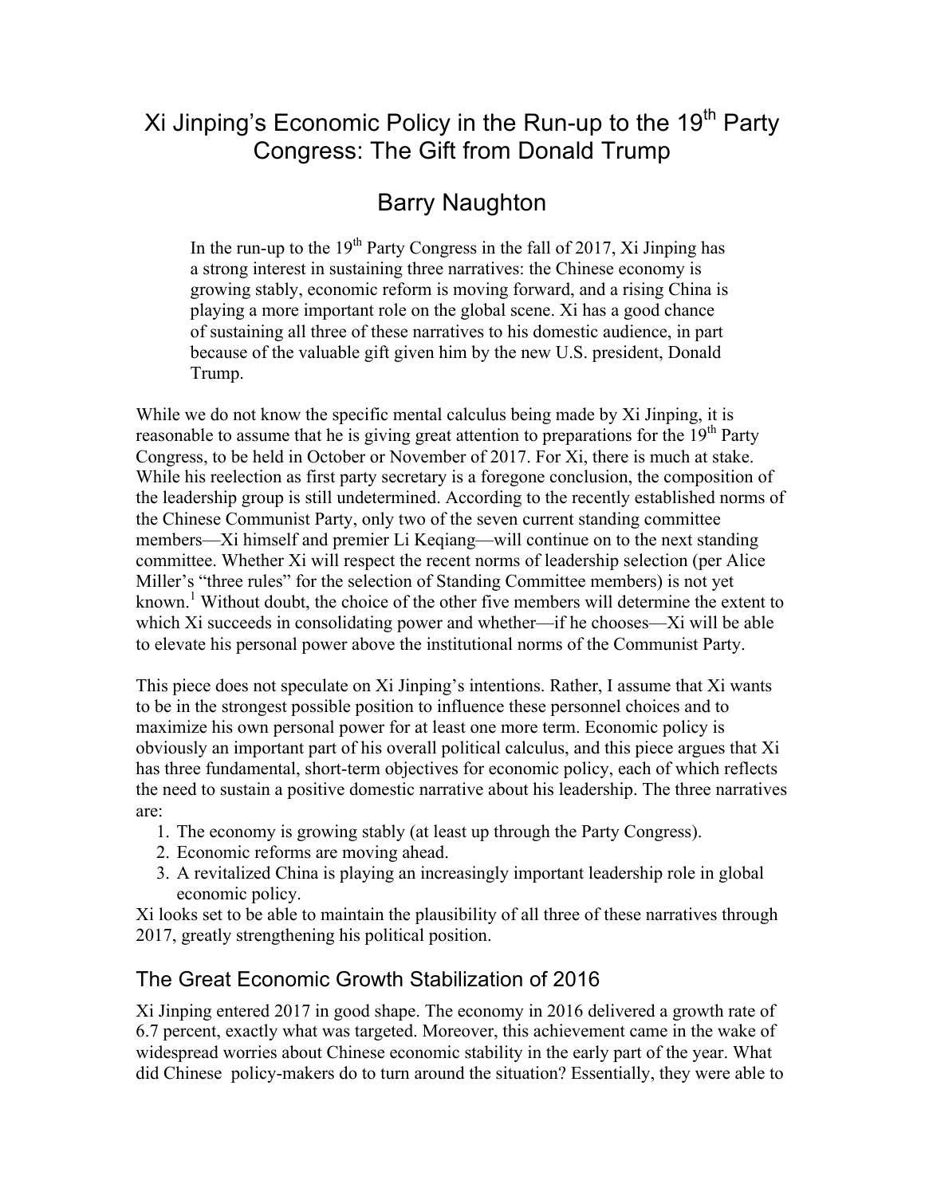# Xi Jinping's Economic Policy in the Run-up to the 19th Party Congress: The Gift from Donald Trump

## Barry Naughton

> In the run-up to the 19th Party Congress in the fall of 2017, Xi Jinping has a strong interest in sustaining three narratives: the Chinese economy is growing stably, economic reform is moving forward, and a rising China is playing a more important role on the global scene. Xi has a good chance of sustaining all three of these narratives to his domestic audience, in part because of the valuable gift given him by the new U.S. president, Donald Trump.

While we do not know the specific mental calculus being made by Xi Jinping, it is reasonable to assume that he is giving great attention to preparations for the 19th Party Congress, to be held in October or November of 2017. For Xi, there is much at stake. While his reelection as first party secretary is a foregone conclusion, the composition of the leadership group is still undetermined. According to the recently established norms of the Chinese Communist Party, only two of the seven current standing committee members—Xi himself and premier Li Keqiang—will continue on to the next standing committee. Whether Xi will respect the recent norms of leadership selection (per Alice Miller's "three rules" for the selection of Standing Committee members) is not yet known.[1] Without doubt, the choice of the other five members will determine the extent to which Xi succeeds in consolidating power and whether—if he chooses—Xi will be able to elevate his personal power above the institutional norms of the Communist Party.

This piece does not speculate on Xi Jinping's intentions. Rather, I assume that Xi wants to be in the strongest possible position to influence these personnel choices and to maximize his own personal power for at least one more term. Economic policy is obviously an important part of his overall political calculus, and this piece argues that Xi has three fundamental, short-term objectives for economic policy, each of which reflects the need to sustain a positive domestic narrative about his leadership. The three narratives are:

1. The economy is growing stably (at least up through the Party Congress).
2. Economic reforms are moving ahead.
3. A revitalized China is playing an increasingly important leadership role in global economic policy.

Xi looks set to be able to maintain the plausibility of all three of these narratives through 2017, greatly strengthening his political position.

## The Great Economic Growth Stabilization of 2016

Xi Jinping entered 2017 in good shape. The economy in 2016 delivered a growth rate of 6.7 percent, exactly what was targeted. Moreover, this achievement came in the wake of widespread worries about Chinese economic stability in the early part of the year. What did Chinese policy-makers do to turn around the situation? Essentially, they were able to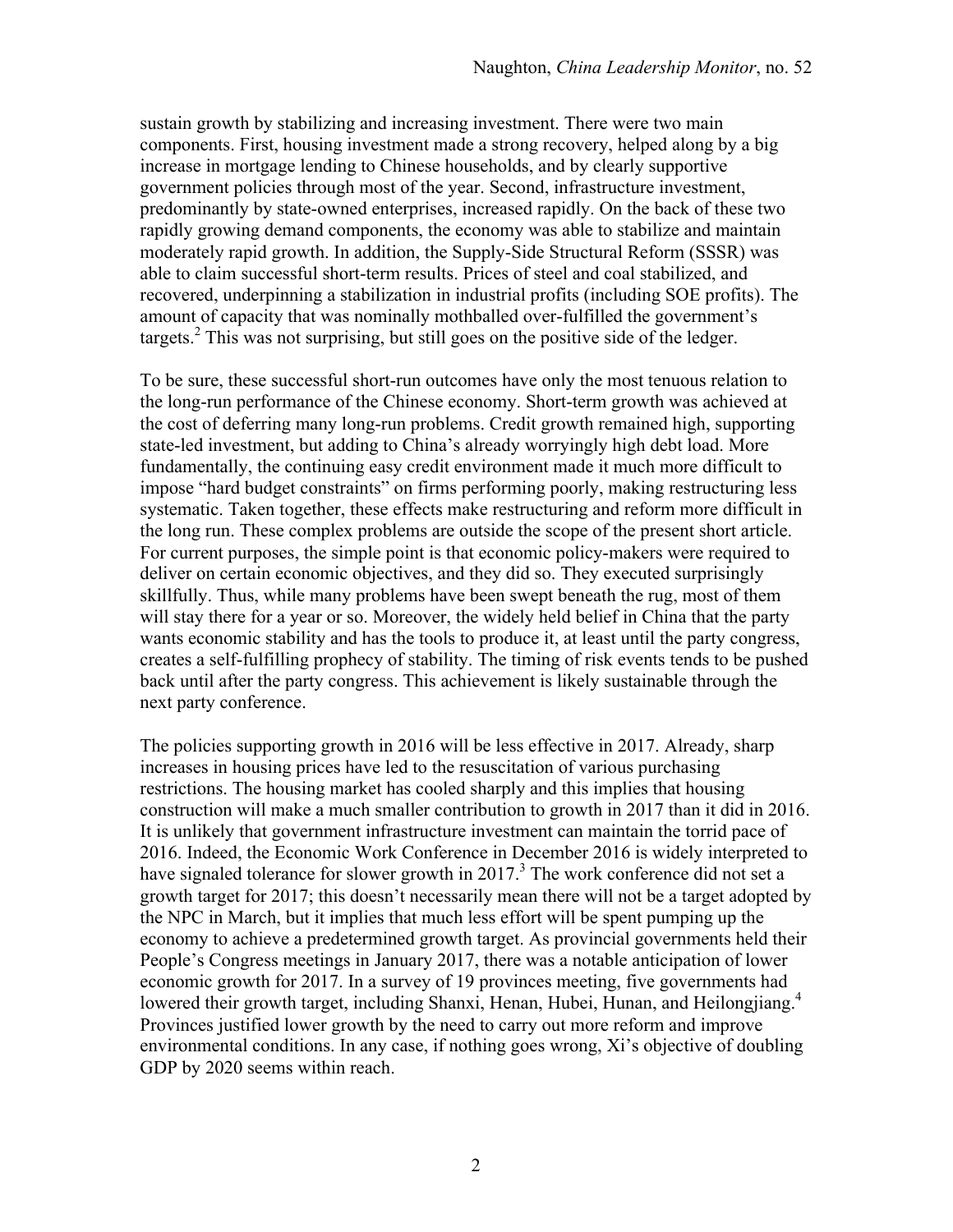sustain growth by stabilizing and increasing investment. There were two main components. First, housing investment made a strong recovery, helped along by a big increase in mortgage lending to Chinese households, and by clearly supportive government policies through most of the year. Second, infrastructure investment, predominantly by state-owned enterprises, increased rapidly. On the back of these two rapidly growing demand components, the economy was able to stabilize and maintain moderately rapid growth. In addition, the Supply-Side Structural Reform (SSSR) was able to claim successful short-term results. Prices of steel and coal stabilized, and recovered, underpinning a stabilization in industrial profits (including SOE profits). The amount of capacity that was nominally mothballed over-fulfilled the government's targets.[2] This was not surprising, but still goes on the positive side of the ledger.

To be sure, these successful short-run outcomes have only the most tenuous relation to the long-run performance of the Chinese economy. Short-term growth was achieved at the cost of deferring many long-run problems. Credit growth remained high, supporting state-led investment, but adding to China's already worryingly high debt load. More fundamentally, the continuing easy credit environment made it much more difficult to impose "hard budget constraints" on firms performing poorly, making restructuring less systematic. Taken together, these effects make restructuring and reform more difficult in the long run. These complex problems are outside the scope of the present short article. For current purposes, the simple point is that economic policy-makers were required to deliver on certain economic objectives, and they did so. They executed surprisingly skillfully. Thus, while many problems have been swept beneath the rug, most of them will stay there for a year or so. Moreover, the widely held belief in China that the party wants economic stability and has the tools to produce it, at least until the party congress, creates a self-fulfilling prophecy of stability. The timing of risk events tends to be pushed back until after the party congress. This achievement is likely sustainable through the next party conference.

The policies supporting growth in 2016 will be less effective in 2017. Already, sharp increases in housing prices have led to the resuscitation of various purchasing restrictions. The housing market has cooled sharply and this implies that housing construction will make a much smaller contribution to growth in 2017 than it did in 2016. It is unlikely that government infrastructure investment can maintain the torrid pace of 2016. Indeed, the Economic Work Conference in December 2016 is widely interpreted to have signaled tolerance for slower growth in 2017.[3] The work conference did not set a growth target for 2017; this doesn't necessarily mean there will not be a target adopted by the NPC in March, but it implies that much less effort will be spent pumping up the economy to achieve a predetermined growth target. As provincial governments held their People's Congress meetings in January 2017, there was a notable anticipation of lower economic growth for 2017. In a survey of 19 provinces meeting, five governments had lowered their growth target, including Shanxi, Henan, Hubei, Hunan, and Heilongjiang.[4] Provinces justified lower growth by the need to carry out more reform and improve environmental conditions. In any case, if nothing goes wrong, Xi's objective of doubling GDP by 2020 seems within reach.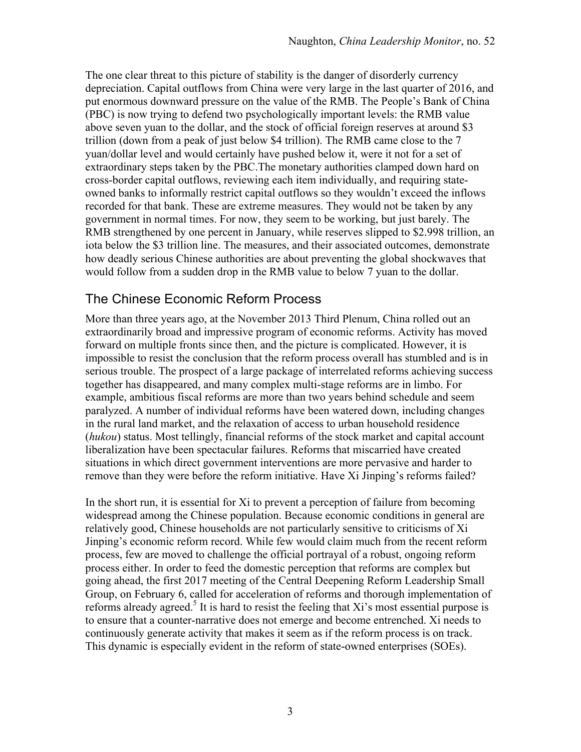The one clear threat to this picture of stability is the danger of disorderly currency depreciation. Capital outflows from China were very large in the last quarter of 2016, and put enormous downward pressure on the value of the RMB. The People's Bank of China (PBC) is now trying to defend two psychologically important levels: the RMB value above seven yuan to the dollar, and the stock of official foreign reserves at around $3 trillion (down from a peak of just below $4 trillion). The RMB came close to the 7 yuan/dollar level and would certainly have pushed below it, were it not for a set of extraordinary steps taken by the PBC.The monetary authorities clamped down hard on cross-border capital outflows, reviewing each item individually, and requiring state-owned banks to informally restrict capital outflows so they wouldn't exceed the inflows recorded for that bank. These are extreme measures. They would not be taken by any government in normal times. For now, they seem to be working, but just barely. The RMB strengthened by one percent in January, while reserves slipped to $2.998 trillion, an iota below the $3 trillion line. The measures, and their associated outcomes, demonstrate how deadly serious Chinese authorities are about preventing the global shockwaves that would follow from a sudden drop in the RMB value to below 7 yuan to the dollar.

## The Chinese Economic Reform Process

More than three years ago, at the November 2013 Third Plenum, China rolled out an extraordinarily broad and impressive program of economic reforms. Activity has moved forward on multiple fronts since then, and the picture is complicated. However, it is impossible to resist the conclusion that the reform process overall has stumbled and is in serious trouble. The prospect of a large package of interrelated reforms achieving success together has disappeared, and many complex multi-stage reforms are in limbo. For example, ambitious fiscal reforms are more than two years behind schedule and seem paralyzed. A number of individual reforms have been watered down, including changes in the rural land market, and the relaxation of access to urban household residence (*hukou*) status. Most tellingly, financial reforms of the stock market and capital account liberalization have been spectacular failures. Reforms that miscarried have created situations in which direct government interventions are more pervasive and harder to remove than they were before the reform initiative. Have Xi Jinping's reforms failed?

In the short run, it is essential for Xi to prevent a perception of failure from becoming widespread among the Chinese population. Because economic conditions in general are relatively good, Chinese households are not particularly sensitive to criticisms of Xi Jinping's economic reform record. While few would claim much from the recent reform process, few are moved to challenge the official portrayal of a robust, ongoing reform process either. In order to feed the domestic perception that reforms are complex but going ahead, the first 2017 meeting of the Central Deepening Reform Leadership Small Group, on February 6, called for acceleration of reforms and thorough implementation of reforms already agreed.[5] It is hard to resist the feeling that Xi's most essential purpose is to ensure that a counter-narrative does not emerge and become entrenched. Xi needs to continuously generate activity that makes it seem as if the reform process is on track. This dynamic is especially evident in the reform of state-owned enterprises (SOEs).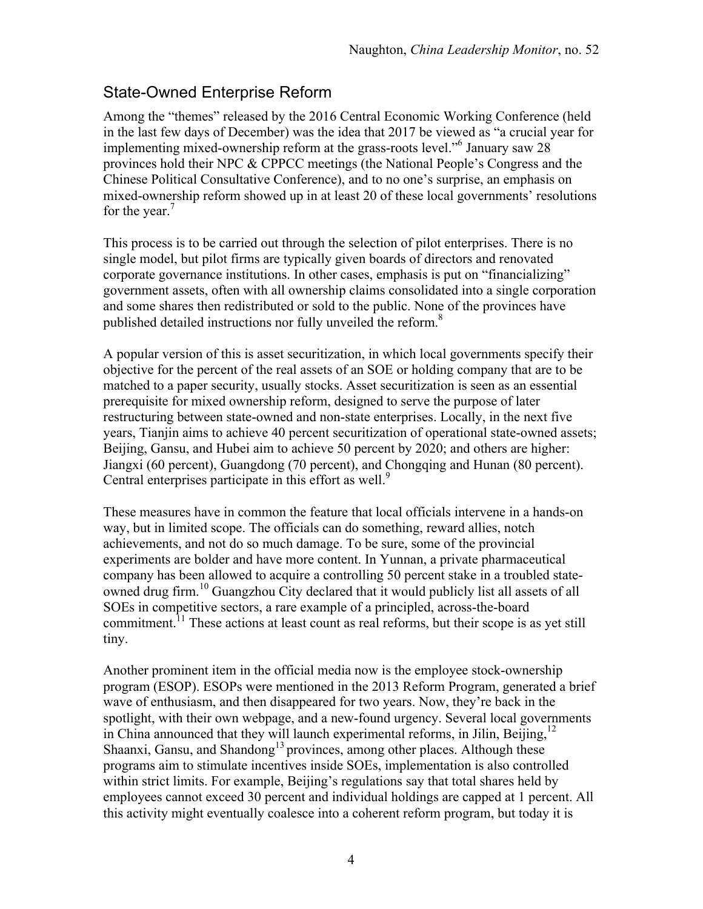## State-Owned Enterprise Reform

Among the "themes" released by the 2016 Central Economic Working Conference (held in the last few days of December) was the idea that 2017 be viewed as "a crucial year for implementing mixed-ownership reform at the grass-roots level."[6] January saw 28 provinces hold their NPC & CPPCC meetings (the National People's Congress and the Chinese Political Consultative Conference), and to no one's surprise, an emphasis on mixed-ownership reform showed up in at least 20 of these local governments' resolutions for the year.[7]

This process is to be carried out through the selection of pilot enterprises. There is no single model, but pilot firms are typically given boards of directors and renovated corporate governance institutions. In other cases, emphasis is put on "financializing" government assets, often with all ownership claims consolidated into a single corporation and some shares then redistributed or sold to the public. None of the provinces have published detailed instructions nor fully unveiled the reform.[8]

A popular version of this is asset securitization, in which local governments specify their objective for the percent of the real assets of an SOE or holding company that are to be matched to a paper security, usually stocks. Asset securitization is seen as an essential prerequisite for mixed ownership reform, designed to serve the purpose of later restructuring between state-owned and non-state enterprises. Locally, in the next five years, Tianjin aims to achieve 40 percent securitization of operational state-owned assets; Beijing, Gansu, and Hubei aim to achieve 50 percent by 2020; and others are higher: Jiangxi (60 percent), Guangdong (70 percent), and Chongqing and Hunan (80 percent). Central enterprises participate in this effort as well.[9]

These measures have in common the feature that local officials intervene in a hands-on way, but in limited scope. The officials can do something, reward allies, notch achievements, and not do so much damage. To be sure, some of the provincial experiments are bolder and have more content. In Yunnan, a private pharmaceutical company has been allowed to acquire a controlling 50 percent stake in a troubled state-owned drug firm.[10] Guangzhou City declared that it would publicly list all assets of all SOEs in competitive sectors, a rare example of a principled, across-the-board commitment.[11] These actions at least count as real reforms, but their scope is as yet still tiny.

Another prominent item in the official media now is the employee stock-ownership program (ESOP). ESOPs were mentioned in the 2013 Reform Program, generated a brief wave of enthusiasm, and then disappeared for two years. Now, they're back in the spotlight, with their own webpage, and a new-found urgency. Several local governments in China announced that they will launch experimental reforms, in Jilin, Beijing,[12] Shaanxi, Gansu, and Shandong[13] provinces, among other places. Although these programs aim to stimulate incentives inside SOEs, implementation is also controlled within strict limits. For example, Beijing's regulations say that total shares held by employees cannot exceed 30 percent and individual holdings are capped at 1 percent. All this activity might eventually coalesce into a coherent reform program, but today it is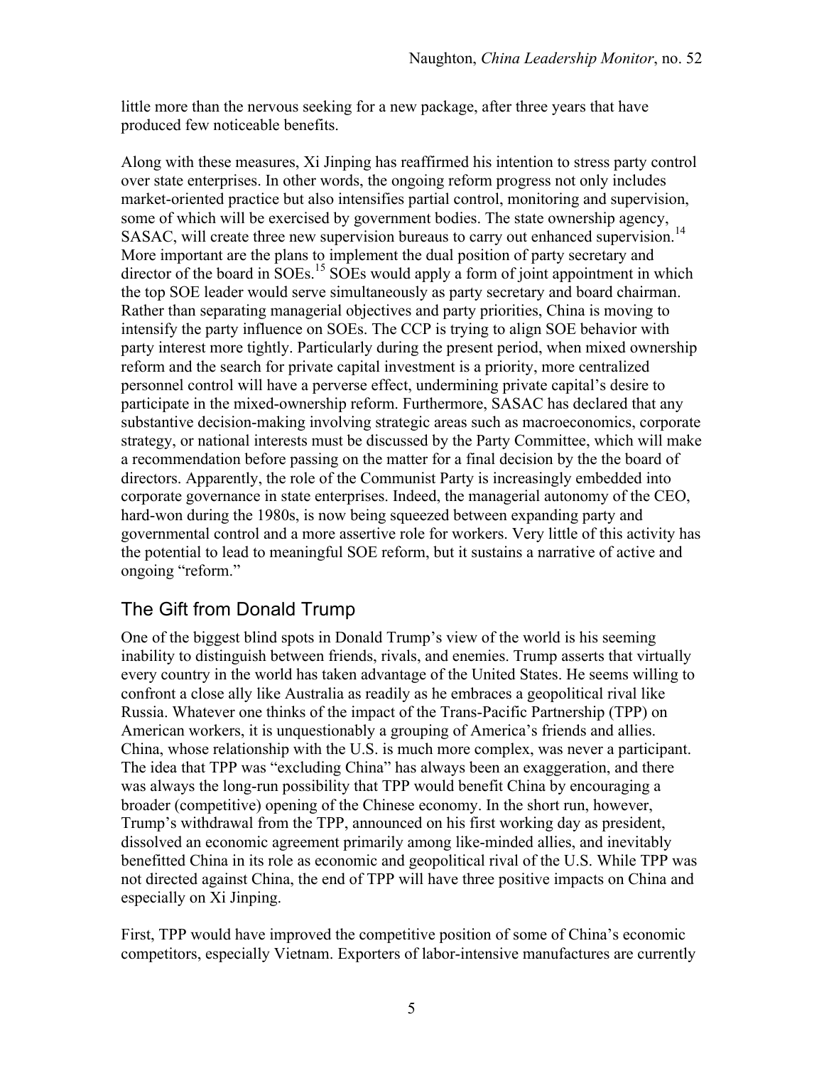little more than the nervous seeking for a new package, after three years that have produced few noticeable benefits.

Along with these measures, Xi Jinping has reaffirmed his intention to stress party control over state enterprises. In other words, the ongoing reform progress not only includes market-oriented practice but also intensifies partial control, monitoring and supervision, some of which will be exercised by government bodies. The state ownership agency, SASAC, will create three new supervision bureaus to carry out enhanced supervision.[14] More important are the plans to implement the dual position of party secretary and director of the board in SOEs.[15] SOEs would apply a form of joint appointment in which the top SOE leader would serve simultaneously as party secretary and board chairman. Rather than separating managerial objectives and party priorities, China is moving to intensify the party influence on SOEs. The CCP is trying to align SOE behavior with party interest more tightly. Particularly during the present period, when mixed ownership reform and the search for private capital investment is a priority, more centralized personnel control will have a perverse effect, undermining private capital's desire to participate in the mixed-ownership reform. Furthermore, SASAC has declared that any substantive decision-making involving strategic areas such as macroeconomics, corporate strategy, or national interests must be discussed by the Party Committee, which will make a recommendation before passing on the matter for a final decision by the the board of directors. Apparently, the role of the Communist Party is increasingly embedded into corporate governance in state enterprises. Indeed, the managerial autonomy of the CEO, hard-won during the 1980s, is now being squeezed between expanding party and governmental control and a more assertive role for workers. Very little of this activity has the potential to lead to meaningful SOE reform, but it sustains a narrative of active and ongoing "reform."

## The Gift from Donald Trump

One of the biggest blind spots in Donald Trump's view of the world is his seeming inability to distinguish between friends, rivals, and enemies. Trump asserts that virtually every country in the world has taken advantage of the United States. He seems willing to confront a close ally like Australia as readily as he embraces a geopolitical rival like Russia. Whatever one thinks of the impact of the Trans-Pacific Partnership (TPP) on American workers, it is unquestionably a grouping of America's friends and allies. China, whose relationship with the U.S. is much more complex, was never a participant. The idea that TPP was "excluding China" has always been an exaggeration, and there was always the long-run possibility that TPP would benefit China by encouraging a broader (competitive) opening of the Chinese economy. In the short run, however, Trump's withdrawal from the TPP, announced on his first working day as president, dissolved an economic agreement primarily among like-minded allies, and inevitably benefitted China in its role as economic and geopolitical rival of the U.S. While TPP was not directed against China, the end of TPP will have three positive impacts on China and especially on Xi Jinping.

First, TPP would have improved the competitive position of some of China's economic competitors, especially Vietnam. Exporters of labor-intensive manufactures are currently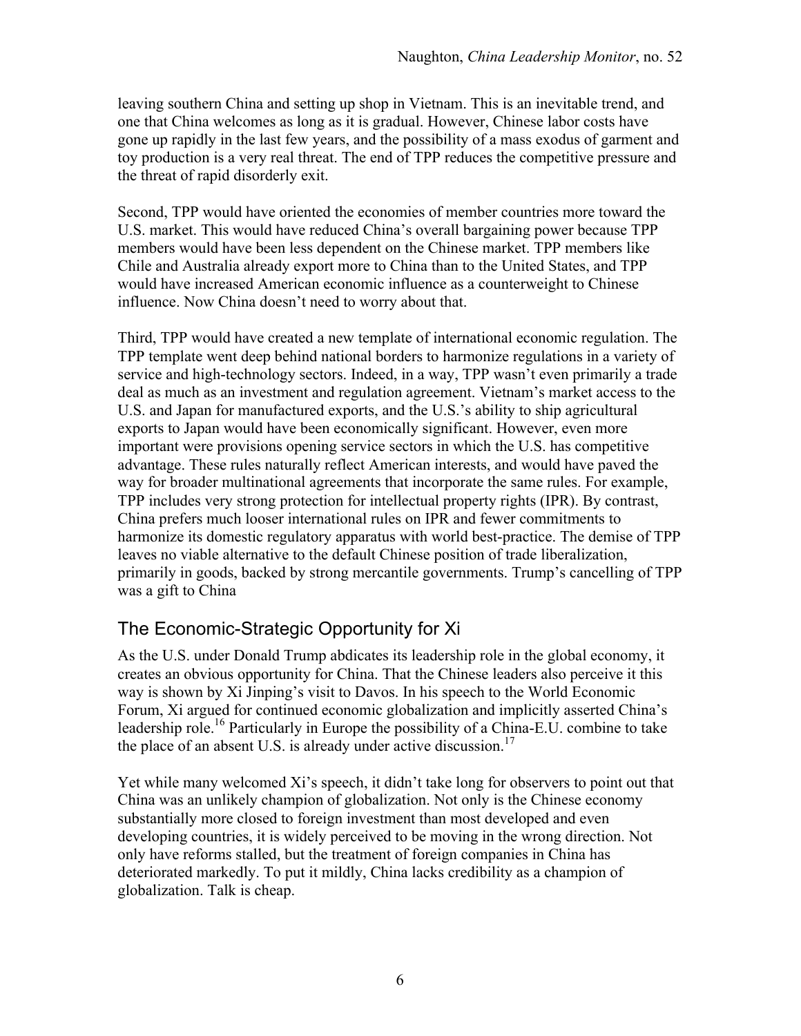leaving southern China and setting up shop in Vietnam. This is an inevitable trend, and one that China welcomes as long as it is gradual. However, Chinese labor costs have gone up rapidly in the last few years, and the possibility of a mass exodus of garment and toy production is a very real threat. The end of TPP reduces the competitive pressure and the threat of rapid disorderly exit.

Second, TPP would have oriented the economies of member countries more toward the U.S. market. This would have reduced China's overall bargaining power because TPP members would have been less dependent on the Chinese market. TPP members like Chile and Australia already export more to China than to the United States, and TPP would have increased American economic influence as a counterweight to Chinese influence. Now China doesn't need to worry about that.

Third, TPP would have created a new template of international economic regulation. The TPP template went deep behind national borders to harmonize regulations in a variety of service and high-technology sectors. Indeed, in a way, TPP wasn't even primarily a trade deal as much as an investment and regulation agreement. Vietnam's market access to the U.S. and Japan for manufactured exports, and the U.S.'s ability to ship agricultural exports to Japan would have been economically significant. However, even more important were provisions opening service sectors in which the U.S. has competitive advantage. These rules naturally reflect American interests, and would have paved the way for broader multinational agreements that incorporate the same rules. For example, TPP includes very strong protection for intellectual property rights (IPR). By contrast, China prefers much looser international rules on IPR and fewer commitments to harmonize its domestic regulatory apparatus with world best-practice. The demise of TPP leaves no viable alternative to the default Chinese position of trade liberalization, primarily in goods, backed by strong mercantile governments. Trump's cancelling of TPP was a gift to China

## The Economic-Strategic Opportunity for Xi

As the U.S. under Donald Trump abdicates its leadership role in the global economy, it creates an obvious opportunity for China. That the Chinese leaders also perceive it this way is shown by Xi Jinping's visit to Davos. In his speech to the World Economic Forum, Xi argued for continued economic globalization and implicitly asserted China's leadership role.[16] Particularly in Europe the possibility of a China-E.U. combine to take the place of an absent U.S. is already under active discussion.[17]

Yet while many welcomed Xi's speech, it didn't take long for observers to point out that China was an unlikely champion of globalization. Not only is the Chinese economy substantially more closed to foreign investment than most developed and even developing countries, it is widely perceived to be moving in the wrong direction. Not only have reforms stalled, but the treatment of foreign companies in China has deteriorated markedly. To put it mildly, China lacks credibility as a champion of globalization. Talk is cheap.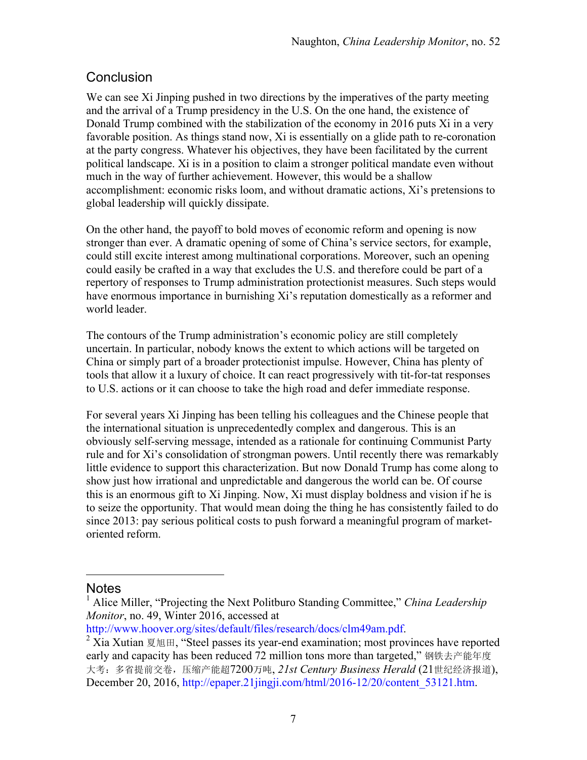## Conclusion

We can see Xi Jinping pushed in two directions by the imperatives of the party meeting and the arrival of a Trump presidency in the U.S. On the one hand, the existence of Donald Trump combined with the stabilization of the economy in 2016 puts Xi in a very favorable position. As things stand now, Xi is essentially on a glide path to re-coronation at the party congress. Whatever his objectives, they have been facilitated by the current political landscape. Xi is in a position to claim a stronger political mandate even without much in the way of further achievement. However, this would be a shallow accomplishment: economic risks loom, and without dramatic actions, Xi's pretensions to global leadership will quickly dissipate.

On the other hand, the payoff to bold moves of economic reform and opening is now stronger than ever. A dramatic opening of some of China's service sectors, for example, could still excite interest among multinational corporations. Moreover, such an opening could easily be crafted in a way that excludes the U.S. and therefore could be part of a repertory of responses to Trump administration protectionist measures. Such steps would have enormous importance in burnishing Xi's reputation domestically as a reformer and world leader.

The contours of the Trump administration's economic policy are still completely uncertain. In particular, nobody knows the extent to which actions will be targeted on China or simply part of a broader protectionist impulse. However, China has plenty of tools that allow it a luxury of choice. It can react progressively with tit-for-tat responses to U.S. actions or it can choose to take the high road and defer immediate response.

For several years Xi Jinping has been telling his colleagues and the Chinese people that the international situation is unprecedentedly complex and dangerous. This is an obviously self-serving message, intended as a rationale for continuing Communist Party rule and for Xi's consolidation of strongman powers. Until recently there was remarkably little evidence to support this characterization. But now Donald Trump has come along to show just how irrational and unpredictable and dangerous the world can be. Of course this is an enormous gift to Xi Jinping. Now, Xi must display boldness and vision if he is to seize the opportunity. That would mean doing the thing he has consistently failed to do since 2013: pay serious political costs to push forward a meaningful program of market-oriented reform.

## Notes

[1] Alice Miller, "Projecting the Next Politburo Standing Committee," *China Leadership Monitor*, no. 49, Winter 2016, accessed at http://www.hoover.org/sites/default/files/research/docs/clm49am.pdf.

[2] Xia Xutian 夏旭田, "Steel passes its year-end examination; most provinces have reported early and capacity has been reduced 72 million tons more than targeted," 钢铁去产能年度大考：多省提前交卷，压缩产能超7200万吨, *21st Century Business Herald* (21世纪经济报道), December 20, 2016, http://epaper.21jingji.com/html/2016-12/20/content_53121.htm.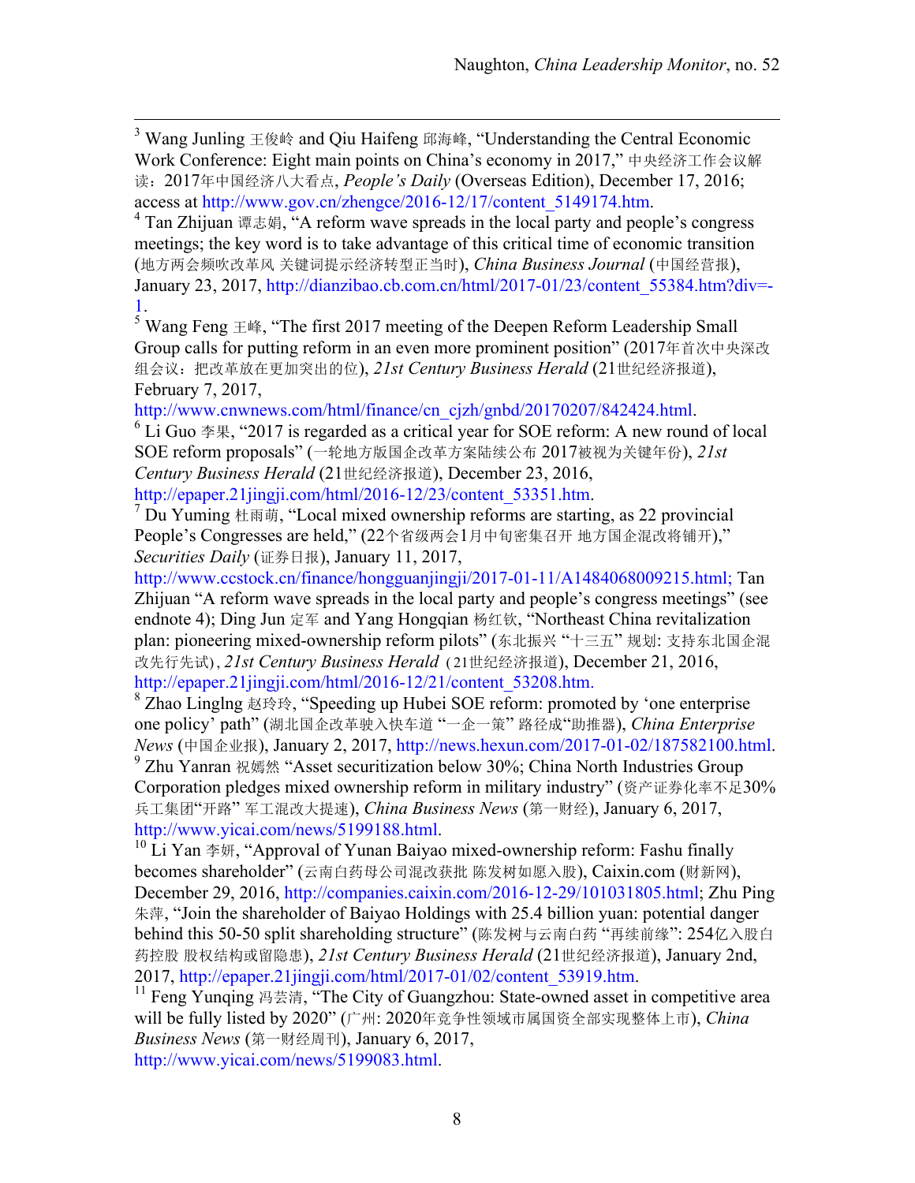[3] Wang Junling 王俊岭 and Qiu Haifeng 邱海峰, "Understanding the Central Economic Work Conference: Eight main points on China's economy in 2017," 中央经济工作会议解读：2017年中国经济八大看点, *People's Daily* (Overseas Edition), December 17, 2016; access at http://www.gov.cn/zhengce/2016-12/17/content_5149174.htm.

[4] Tan Zhijuan 谭志娟, "A reform wave spreads in the local party and people's congress meetings; the key word is to take advantage of this critical time of economic transition (地方两会频吹改革风 关键词提示经济转型正当时), *China Business Journal* (中国经营报), January 23, 2017, http://dianzibao.cb.com.cn/html/2017-01/23/content_55384.htm?div=-1.

[5] Wang Feng 王峰, "The first 2017 meeting of the Deepen Reform Leadership Small Group calls for putting reform in an even more prominent position" (2017年首次中央深改组会议：把改革放在更加突出的位), *21st Century Business Herald* (21世纪经济报道), February 7, 2017, http://www.cnwnews.com/html/finance/cn_cjzh/gnbd/20170207/842424.html.

[6] Li Guo 李果, "2017 is regarded as a critical year for SOE reform: A new round of local SOE reform proposals" (一轮地方版国企改革方案陆续公布 2017被视为关键年份), *21st Century Business Herald* (21世纪经济报道), December 23, 2016, http://epaper.21jingji.com/html/2016-12/23/content_53351.htm.

[7] Du Yuming 杜雨萌, "Local mixed ownership reforms are starting, as 22 provincial People's Congresses are held," (22个省级两会1月中旬密集召开 地方国企混改将铺开)," *Securities Daily* (证券日报), January 11, 2017, http://www.ccstock.cn/finance/hongguanjingji/2017-01-11/A1484068009215.html; Tan Zhijuan "A reform wave spreads in the local party and people's congress meetings" (see endnote 4); Ding Jun 定军 and Yang Hongqian 杨红钦, "Northeast China revitalization plan: pioneering mixed-ownership reform pilots" (东北振兴 "十三五" 规划: 支持东北国企混改先行先试), *21st Century Business Herald*（21世纪经济报道), December 21, 2016, http://epaper.21jingji.com/html/2016-12/21/content_53208.htm.

[8] Zhao Linglng 赵玲玲, "Speeding up Hubei SOE reform: promoted by 'one enterprise one policy' path" (湖北国企改革驶入快车道 "一企一策" 路径成"助推器), *China Enterprise News* (中国企业报), January 2, 2017, http://news.hexun.com/2017-01-02/187582100.html.

[9] Zhu Yanran 祝嫣然 "Asset securitization below 30%; China North Industries Group Corporation pledges mixed ownership reform in military industry" (资产证券化率不足30% 兵工集团"开路" 军工混改大提速), *China Business News* (第一财经), January 6, 2017, http://www.yicai.com/news/5199188.html.

[10] Li Yan 李妍, "Approval of Yunan Baiyao mixed-ownership reform: Fashu finally becomes shareholder" (云南白药母公司混改获批 陈发树如愿入股), Caixin.com (财新网), December 29, 2016, http://companies.caixin.com/2016-12-29/101031805.html; Zhu Ping 朱萍, "Join the shareholder of Baiyao Holdings with 25.4 billion yuan: potential danger behind this 50-50 split shareholding structure" (陈发树与云南白药 "再续前缘": 254亿入股白药控股 股权结构或留隐患), *21st Century Business Herald* (21世纪经济报道), January 2nd, 2017, http://epaper.21jingji.com/html/2017-01/02/content_53919.htm.

[11] Feng Yunqing 冯芸清, "The City of Guangzhou: State-owned asset in competitive area will be fully listed by 2020" (广州: 2020年竞争性领域市属国资全部实现整体上市), *China Business News* (第一财经周刊), January 6, 2017, http://www.yicai.com/news/5199083.html.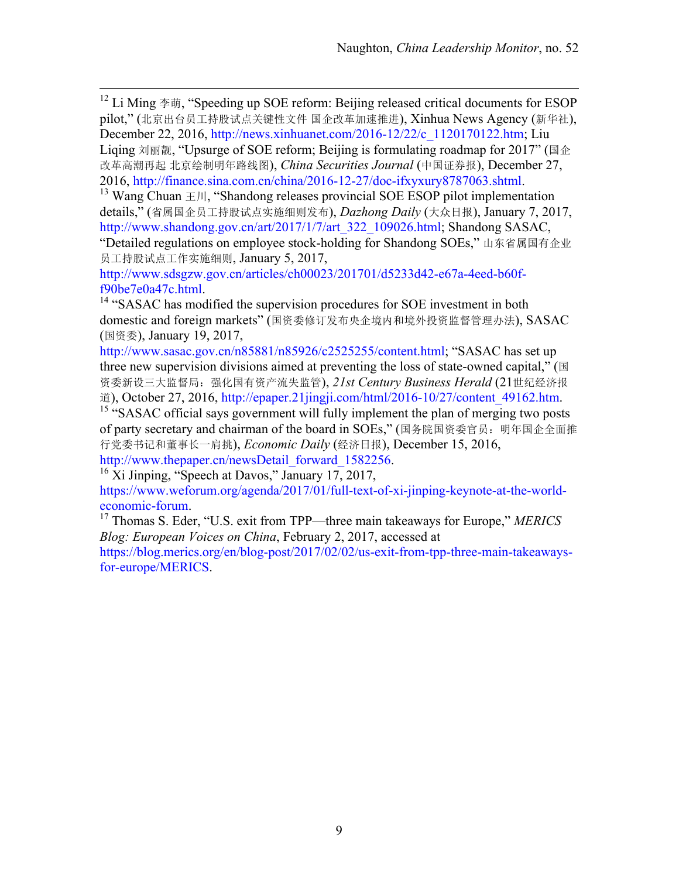[12] Li Ming 李萌, "Speeding up SOE reform: Beijing released critical documents for ESOP pilot," (北京出台员工持股试点关键性文件 国企改革加速推进), Xinhua News Agency (新华社), December 22, 2016, http://news.xinhuanet.com/2016-12/22/c_1120170122.htm; Liu Liqing 刘丽靓, "Upsurge of SOE reform; Beijing is formulating roadmap for 2017" (国企改革高潮再起 北京绘制明年路线图), *China Securities Journal* (中国证券报), December 27, 2016, http://finance.sina.com.cn/china/2016-12-27/doc-ifxyxury8787063.shtml.

[13] Wang Chuan 王川, "Shandong releases provincial SOE ESOP pilot implementation details," (省属国企员工持股试点实施细则发布), *Dazhong Daily* (大众日报), January 7, 2017, http://www.shandong.gov.cn/art/2017/1/7/art_322_109026.html; Shandong SASAC, "Detailed regulations on employee stock-holding for Shandong SOEs," 山东省属国有企业员工持股试点工作实施细则, January 5, 2017, http://www.sdsgzw.gov.cn/articles/ch00023/201701/d5233d42-e67a-4eed-b60f-f90be7e0a47c.html.

[14] "SASAC has modified the supervision procedures for SOE investment in both domestic and foreign markets" (国资委修订发布央企境内和境外投资监督管理办法), SASAC (国资委), January 19, 2017, http://www.sasac.gov.cn/n85881/n85926/c2525255/content.html; "SASAC has set up three new supervision divisions aimed at preventing the loss of state-owned capital," (国资委新设三大监督局：强化国有资产流失监管), *21st Century Business Herald* (21世纪经济报道), October 27, 2016, http://epaper.21jingji.com/html/2016-10/27/content_49162.htm.

[15] "SASAC official says government will fully implement the plan of merging two posts of party secretary and chairman of the board in SOEs," (国务院国资委官员：明年国企全面推行党委书记和董事长一肩挑), *Economic Daily* (经济日报), December 15, 2016, http://www.thepaper.cn/newsDetail_forward_1582256.

[16] Xi Jinping, "Speech at Davos," January 17, 2017, https://www.weforum.org/agenda/2017/01/full-text-of-xi-jinping-keynote-at-the-world-economic-forum.

[17] Thomas S. Eder, "U.S. exit from TPP—three main takeaways for Europe," *MERICS Blog: European Voices on China*, February 2, 2017, accessed at https://blog.merics.org/en/blog-post/2017/02/02/us-exit-from-tpp-three-main-takeaways-for-europe/MERICS.